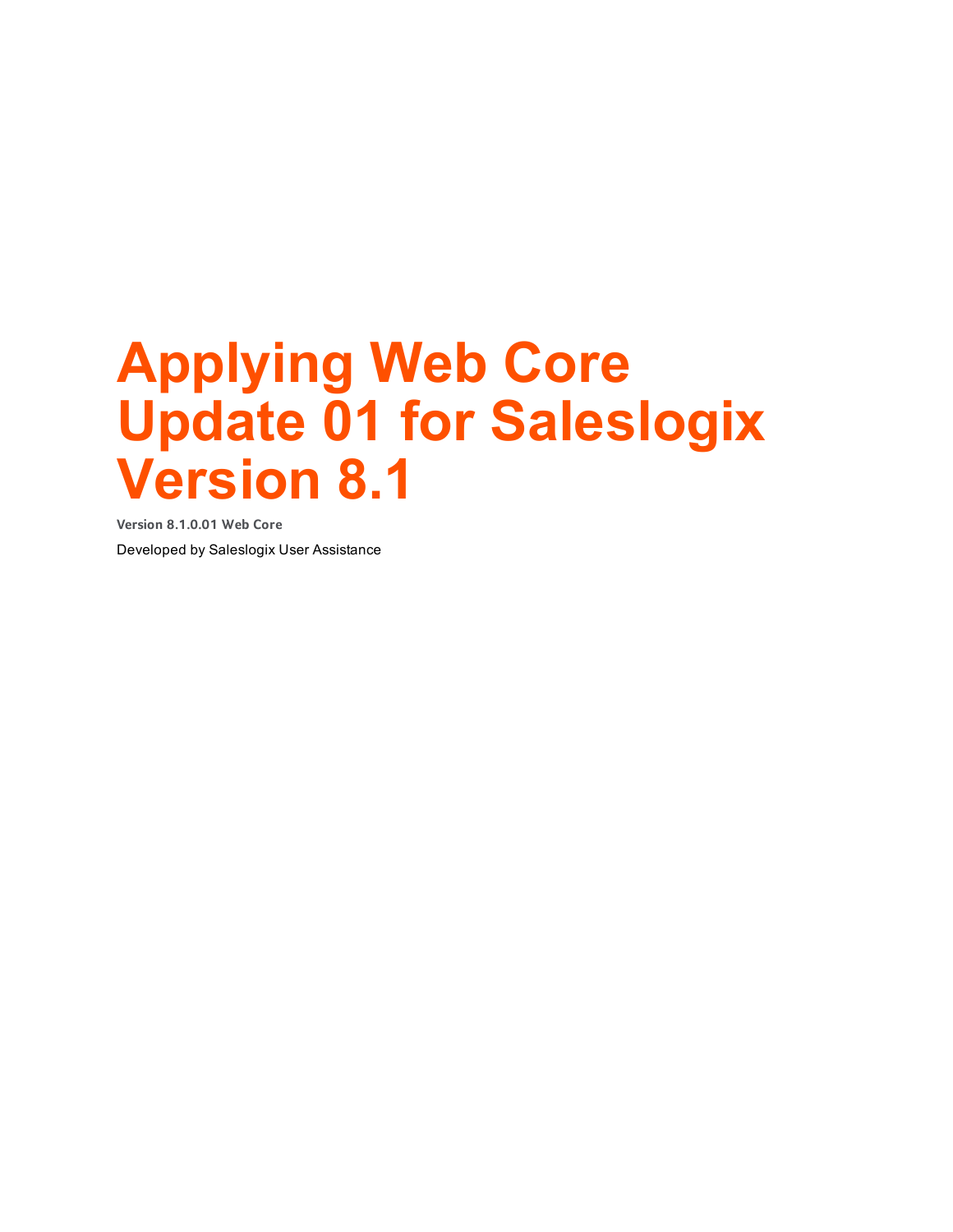# Applying Web Core Update 01 for Saleslogix Version 8.1

**Version 8.1.0.01 Web Core**

Developed by Saleslogix User Assistance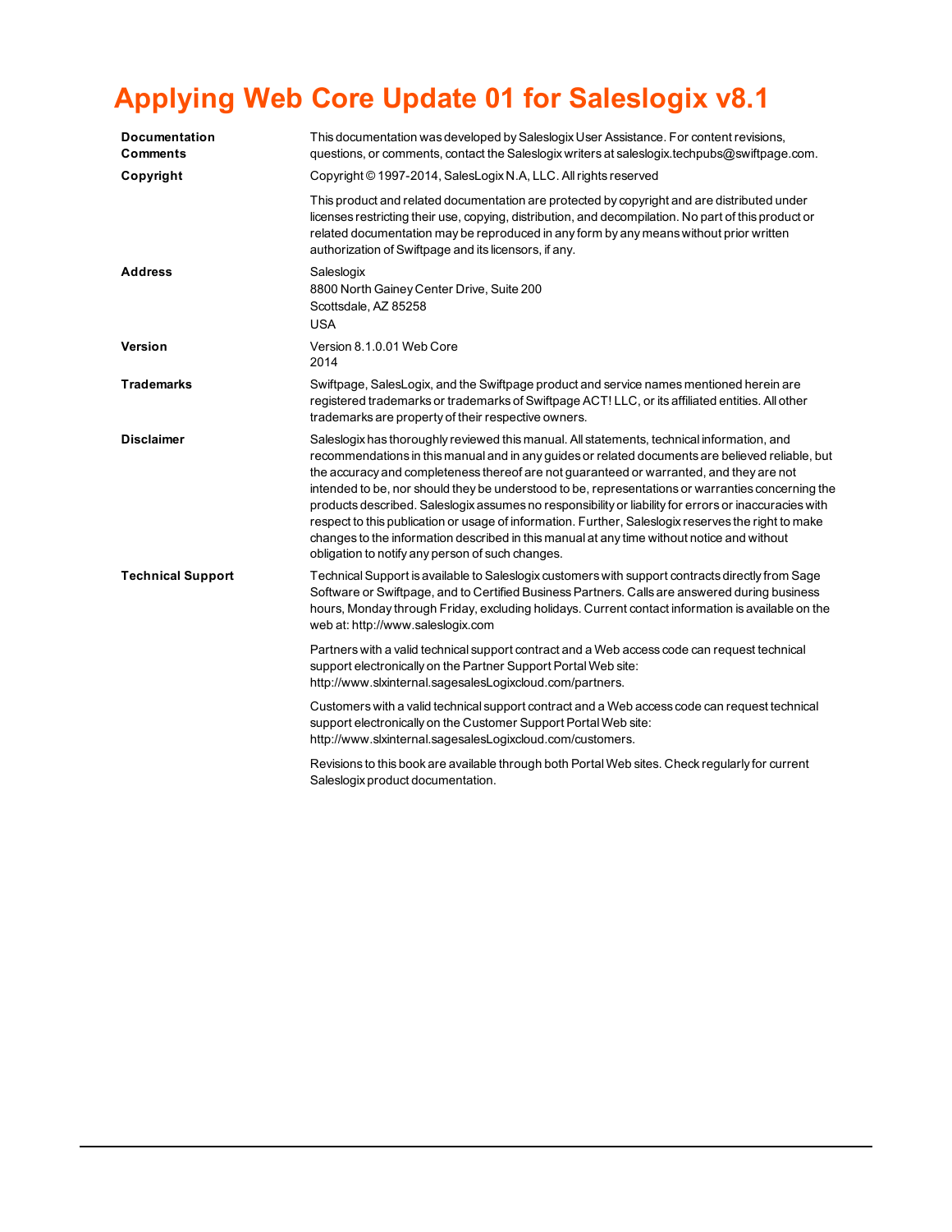# Applying Web Core Update 01 for Saleslogix v8.1

| | |
|---|---|
| **Documentation Comments** | This documentation was developed by Saleslogix User Assistance. For content revisions, questions, or comments, contact the Saleslogix writers at saleslogix.techpubs@swiftpage.com. |
| **Copyright** | Copyright © 1997-2014, SalesLogix N.A, LLC. All rights reserved |
| | This product and related documentation are protected by copyright and are distributed under licenses restricting their use, copying, distribution, and decompilation. No part of this product or related documentation may be reproduced in any form by any means without prior written authorization of Swiftpage and its licensors, if any. |
| **Address** | Saleslogix<br>8800 North Gainey Center Drive, Suite 200<br>Scottsdale, AZ 85258<br>USA |
| **Version** | Version 8.1.0.01 Web Core<br>2014 |
| **Trademarks** | Swiftpage, SalesLogix, and the Swiftpage product and service names mentioned herein are registered trademarks or trademarks of Swiftpage ACT! LLC, or its affiliated entities. All other trademarks are property of their respective owners. |
| **Disclaimer** | Saleslogix has thoroughly reviewed this manual. All statements, technical information, and recommendations in this manual and in any guides or related documents are believed reliable, but the accuracy and completeness thereof are not guaranteed or warranted, and they are not intended to be, nor should they be understood to be, representations or warranties concerning the products described. Saleslogix assumes no responsibility or liability for errors or inaccuracies with respect to this publication or usage of information. Further, Saleslogix reserves the right to make changes to the information described in this manual at any time without notice and without obligation to notify any person of such changes. |
| **Technical Support** | Technical Support is available to Saleslogix customers with support contracts directly from Sage Software or Swiftpage, and to Certified Business Partners. Calls are answered during business hours, Monday through Friday, excluding holidays. Current contact information is available on the web at: http://www.saleslogix.com |
| | Partners with a valid technical support contract and a Web access code can request technical support electronically on the Partner Support Portal Web site: http://www.slxinternal.sagesalesLogixcloud.com/partners. |
| | Customers with a valid technical support contract and a Web access code can request technical support electronically on the Customer Support Portal Web site: http://www.slxinternal.sagesalesLogixcloud.com/customers. |
| | Revisions to this book are available through both Portal Web sites. Check regularly for current Saleslogix product documentation. |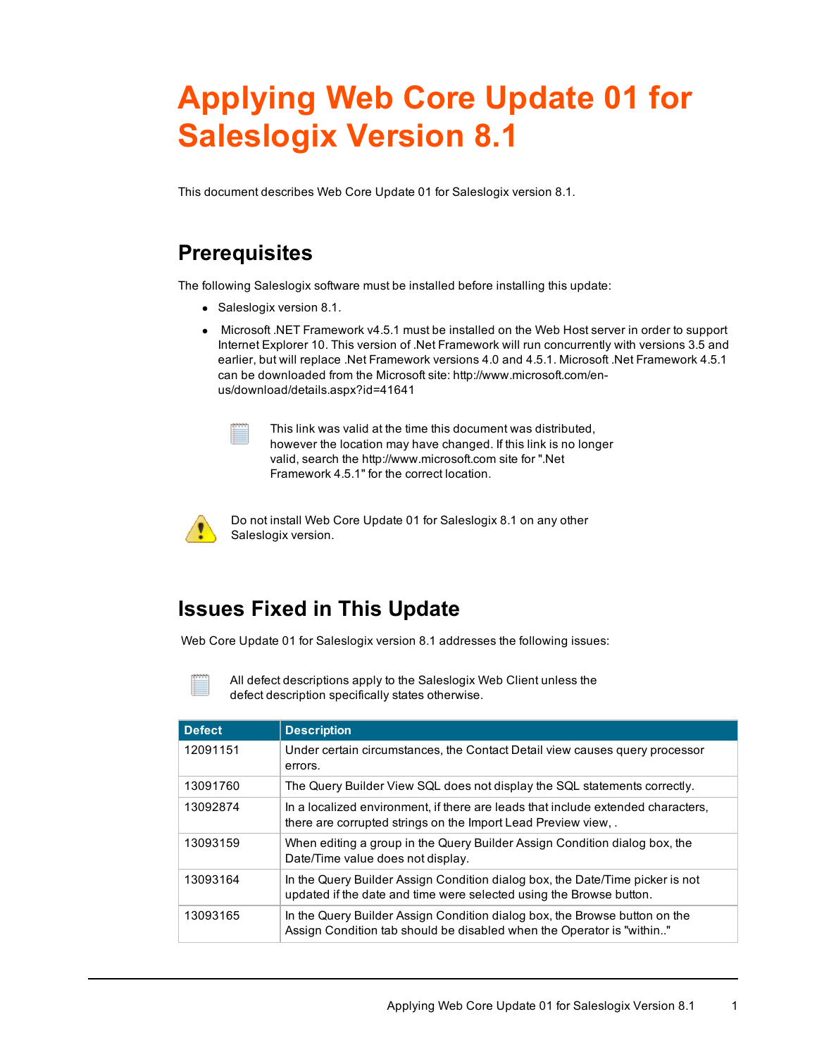# Applying Web Core Update 01 for Saleslogix Version 8.1

This document describes Web Core Update 01 for Saleslogix version 8.1.

## Prerequisites

The following Saleslogix software must be installed before installing this update:

- Saleslogix version 8.1.
- Microsoft .NET Framework v4.5.1 must be installed on the Web Host server in order to support Internet Explorer 10. This version of .Net Framework will run concurrently with versions 3.5 and earlier, but will replace .Net Framework versions 4.0 and 4.5.1. Microsoft .Net Framework 4.5.1 can be downloaded from the Microsoft site: http://www.microsoft.com/en-us/download/details.aspx?id=41641

  This link was valid at the time this document was distributed, however the location may have changed. If this link is no longer valid, search the http://www.microsoft.com site for ".Net Framework 4.5.1" for the correct location.

Do not install Web Core Update 01 for Saleslogix 8.1 on any other Saleslogix version.

## Issues Fixed in This Update

Web Core Update 01 for Saleslogix version 8.1 addresses the following issues:

All defect descriptions apply to the Saleslogix Web Client unless the defect description specifically states otherwise.

| Defect | Description |
|---|---|
| 12091151 | Under certain circumstances, the Contact Detail view causes query processor errors. |
| 13091760 | The Query Builder View SQL does not display the SQL statements correctly. |
| 13092874 | In a localized environment, if there are leads that include extended characters, there are corrupted strings on the Import Lead Preview view, . |
| 13093159 | When editing a group in the Query Builder Assign Condition dialog box, the Date/Time value does not display. |
| 13093164 | In the Query Builder Assign Condition dialog box, the Date/Time picker is not updated if the date and time were selected using the Browse button. |
| 13093165 | In the Query Builder Assign Condition dialog box, the Browse button on the Assign Condition tab should be disabled when the Operator is "within.." |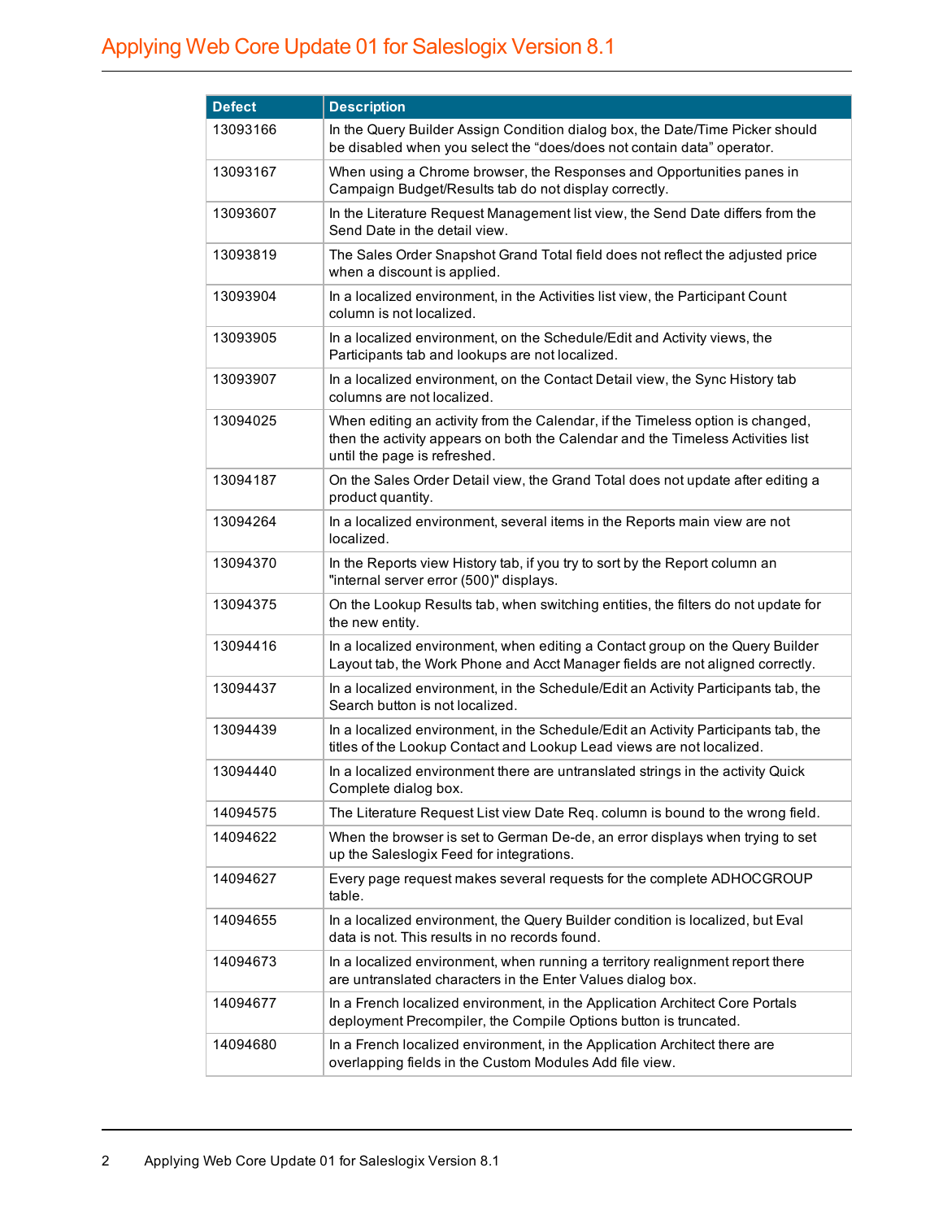| Defect | Description |
| --- | --- |
| 13093166 | In the Query Builder Assign Condition dialog box, the Date/Time Picker should be disabled when you select the "does/does not contain data" operator. |
| 13093167 | When using a Chrome browser, the Responses and Opportunities panes in Campaign Budget/Results tab do not display correctly. |
| 13093607 | In the Literature Request Management list view, the Send Date differs from the Send Date in the detail view. |
| 13093819 | The Sales Order Snapshot Grand Total field does not reflect the adjusted price when a discount is applied. |
| 13093904 | In a localized environment, in the Activities list view, the Participant Count column is not localized. |
| 13093905 | In a localized environment, on the Schedule/Edit and Activity views, the Participants tab and lookups are not localized. |
| 13093907 | In a localized environment, on the Contact Detail view, the Sync History tab columns are not localized. |
| 13094025 | When editing an activity from the Calendar, if the Timeless option is changed, then the activity appears on both the Calendar and the Timeless Activities list until the page is refreshed. |
| 13094187 | On the Sales Order Detail view, the Grand Total does not update after editing a product quantity. |
| 13094264 | In a localized environment, several items in the Reports main view are not localized. |
| 13094370 | In the Reports view History tab, if you try to sort by the Report column an "internal server error (500)" displays. |
| 13094375 | On the Lookup Results tab, when switching entities, the filters do not update for the new entity. |
| 13094416 | In a localized environment, when editing a Contact group on the Query Builder Layout tab, the Work Phone and Acct Manager fields are not aligned correctly. |
| 13094437 | In a localized environment, in the Schedule/Edit an Activity Participants tab, the Search button is not localized. |
| 13094439 | In a localized environment, in the Schedule/Edit an Activity Participants tab, the titles of the Lookup Contact and Lookup Lead views are not localized. |
| 13094440 | In a localized environment there are untranslated strings in the activity Quick Complete dialog box. |
| 14094575 | The Literature Request List view Date Req. column is bound to the wrong field. |
| 14094622 | When the browser is set to German De-de, an error displays when trying to set up the Saleslogix Feed for integrations. |
| 14094627 | Every page request makes several requests for the complete ADHOCGROUP table. |
| 14094655 | In a localized environment, the Query Builder condition is localized, but Eval data is not. This results in no records found. |
| 14094673 | In a localized environment, when running a territory realignment report there are untranslated characters in the Enter Values dialog box. |
| 14094677 | In a French localized environment, in the Application Architect Core Portals deployment Precompiler, the Compile Options button is truncated. |
| 14094680 | In a French localized environment, in the Application Architect there are overlapping fields in the Custom Modules Add file view. |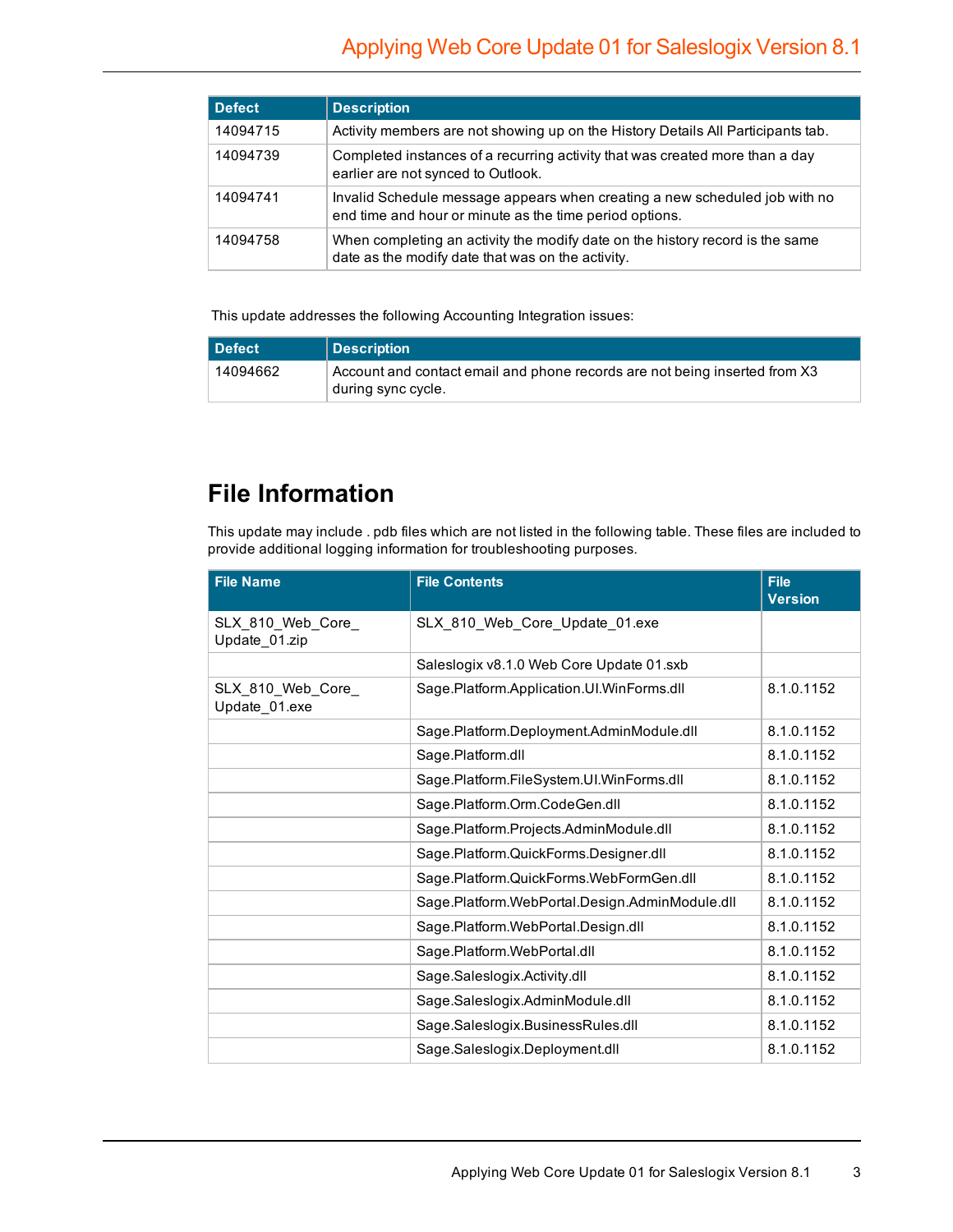| Defect | Description |
|---|---|
| 14094715 | Activity members are not showing up on the History Details All Participants tab. |
| 14094739 | Completed instances of a recurring activity that was created more than a day earlier are not synced to Outlook. |
| 14094741 | Invalid Schedule message appears when creating a new scheduled job with no end time and hour or minute as the time period options. |
| 14094758 | When completing an activity the modify date on the history record is the same date as the modify date that was on the activity. |

This update addresses the following Accounting Integration issues:

| Defect | Description |
|---|---|
| 14094662 | Account and contact email and phone records are not being inserted from X3 during sync cycle. |

## File Information

This update may include . pdb files which are not listed in the following table. These files are included to provide additional logging information for troubleshooting purposes.

| File Name | File Contents | File Version |
|---|---|---|
| SLX_810_Web_Core_Update_01.zip | SLX_810_Web_Core_Update_01.exe | |
| | Saleslogix v8.1.0 Web Core Update 01.sxb | |
| SLX_810_Web_Core_Update_01.exe | Sage.Platform.Application.UI.WinForms.dll | 8.1.0.1152 |
| | Sage.Platform.Deployment.AdminModule.dll | 8.1.0.1152 |
| | Sage.Platform.dll | 8.1.0.1152 |
| | Sage.Platform.FileSystem.UI.WinForms.dll | 8.1.0.1152 |
| | Sage.Platform.Orm.CodeGen.dll | 8.1.0.1152 |
| | Sage.Platform.Projects.AdminModule.dll | 8.1.0.1152 |
| | Sage.Platform.QuickForms.Designer.dll | 8.1.0.1152 |
| | Sage.Platform.QuickForms.WebFormGen.dll | 8.1.0.1152 |
| | Sage.Platform.WebPortal.Design.AdminModule.dll | 8.1.0.1152 |
| | Sage.Platform.WebPortal.Design.dll | 8.1.0.1152 |
| | Sage.Platform.WebPortal.dll | 8.1.0.1152 |
| | Sage.Saleslogix.Activity.dll | 8.1.0.1152 |
| | Sage.Saleslogix.AdminModule.dll | 8.1.0.1152 |
| | Sage.Saleslogix.BusinessRules.dll | 8.1.0.1152 |
| | Sage.Saleslogix.Deployment.dll | 8.1.0.1152 |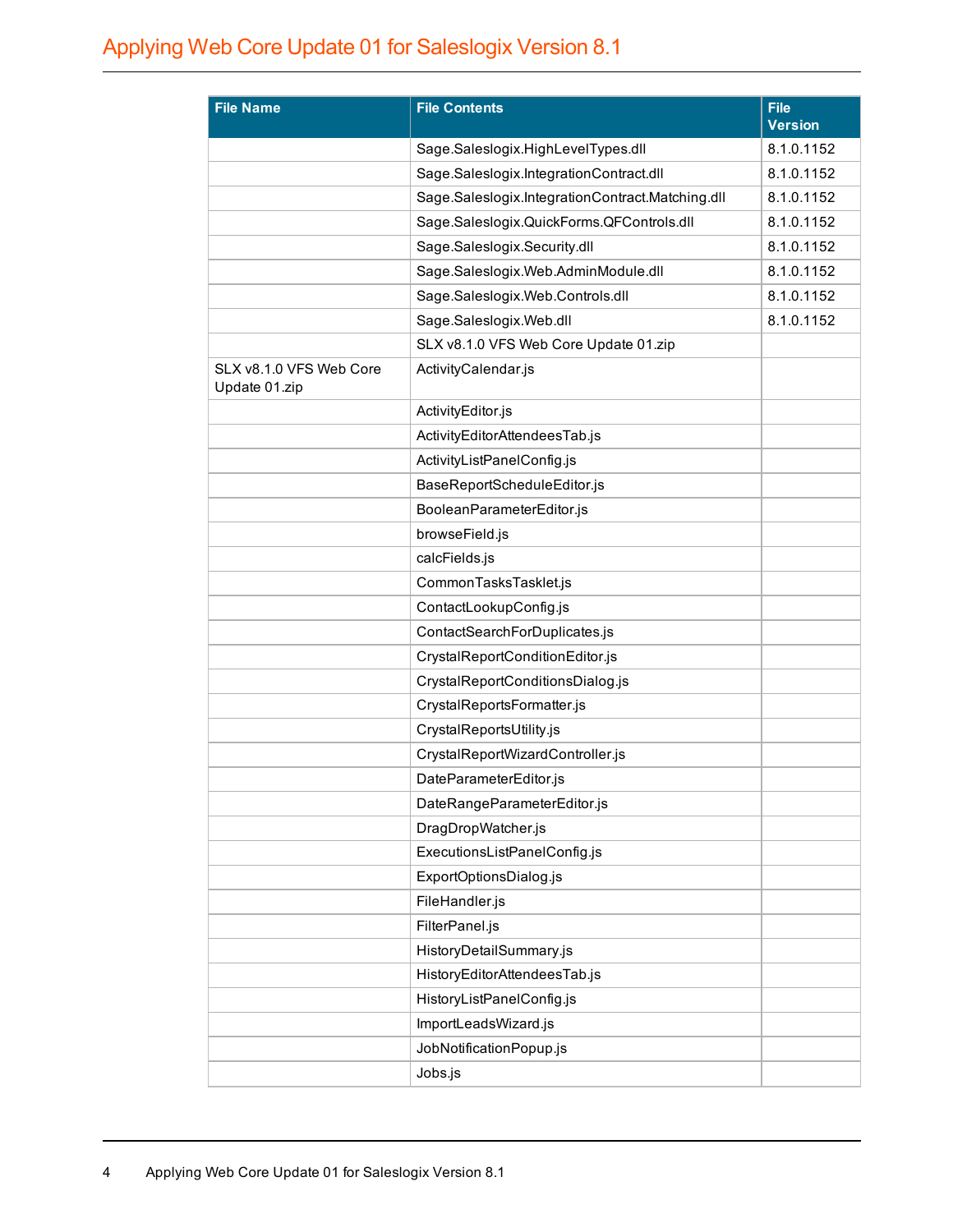| File Name | File Contents | File Version |
| --- | --- | --- |
| | Sage.Saleslogix.HighLevelTypes.dll | 8.1.0.1152 |
| | Sage.Saleslogix.IntegrationContract.dll | 8.1.0.1152 |
| | Sage.Saleslogix.IntegrationContract.Matching.dll | 8.1.0.1152 |
| | Sage.Saleslogix.QuickForms.QFControls.dll | 8.1.0.1152 |
| | Sage.Saleslogix.Security.dll | 8.1.0.1152 |
| | Sage.Saleslogix.Web.AdminModule.dll | 8.1.0.1152 |
| | Sage.Saleslogix.Web.Controls.dll | 8.1.0.1152 |
| | Sage.Saleslogix.Web.dll | 8.1.0.1152 |
| | SLX v8.1.0 VFS Web Core Update 01.zip | |
| SLX v8.1.0 VFS Web Core Update 01.zip | ActivityCalendar.js | |
| | ActivityEditor.js | |
| | ActivityEditorAttendeesTab.js | |
| | ActivityListPanelConfig.js | |
| | BaseReportScheduleEditor.js | |
| | BooleanParameterEditor.js | |
| | browseField.js | |
| | calcFields.js | |
| | CommonTasksTasklet.js | |
| | ContactLookupConfig.js | |
| | ContactSearchForDuplicates.js | |
| | CrystalReportConditionEditor.js | |
| | CrystalReportConditionsDialog.js | |
| | CrystalReportsFormatter.js | |
| | CrystalReportsUtility.js | |
| | CrystalReportWizardController.js | |
| | DateParameterEditor.js | |
| | DateRangeParameterEditor.js | |
| | DragDropWatcher.js | |
| | ExecutionsListPanelConfig.js | |
| | ExportOptionsDialog.js | |
| | FileHandler.js | |
| | FilterPanel.js | |
| | HistoryDetailSummary.js | |
| | HistoryEditorAttendeesTab.js | |
| | HistoryListPanelConfig.js | |
| | ImportLeadsWizard.js | |
| | JobNotificationPopup.js | |
| | Jobs.js | |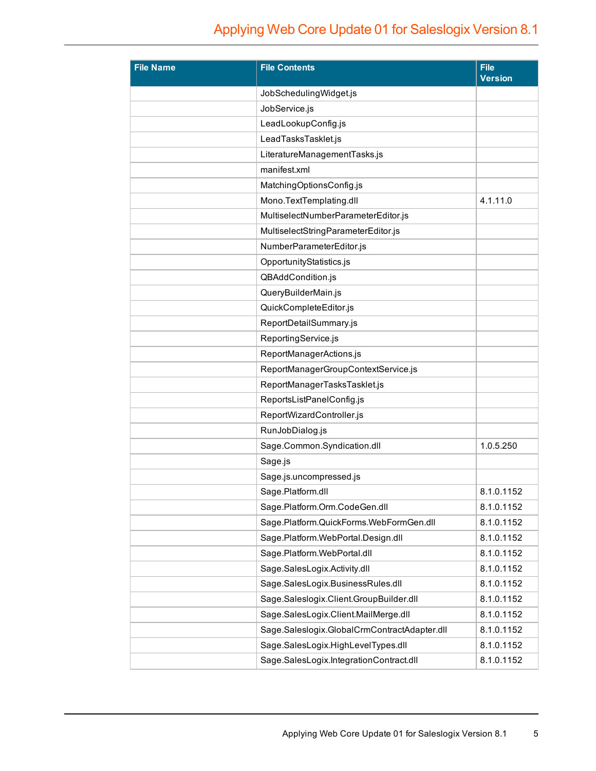| File Name | File Contents | File Version |
|---|---|---|
| | JobSchedulingWidget.js | |
| | JobService.js | |
| | LeadLookupConfig.js | |
| | LeadTasksTasklet.js | |
| | LiteratureManagementTasks.js | |
| | manifest.xml | |
| | MatchingOptionsConfig.js | |
| | Mono.TextTemplating.dll | 4.1.11.0 |
| | MultiselectNumberParameterEditor.js | |
| | MultiselectStringParameterEditor.js | |
| | NumberParameterEditor.js | |
| | OpportunityStatistics.js | |
| | QBAddCondition.js | |
| | QueryBuilderMain.js | |
| | QuickCompleteEditor.js | |
| | ReportDetailSummary.js | |
| | ReportingService.js | |
| | ReportManagerActions.js | |
| | ReportManagerGroupContextService.js | |
| | ReportManagerTasksTasklet.js | |
| | ReportsListPanelConfig.js | |
| | ReportWizardController.js | |
| | RunJobDialog.js | |
| | Sage.Common.Syndication.dll | 1.0.5.250 |
| | Sage.js | |
| | Sage.js.uncompressed.js | |
| | Sage.Platform.dll | 8.1.0.1152 |
| | Sage.Platform.Orm.CodeGen.dll | 8.1.0.1152 |
| | Sage.Platform.QuickForms.WebFormGen.dll | 8.1.0.1152 |
| | Sage.Platform.WebPortal.Design.dll | 8.1.0.1152 |
| | Sage.Platform.WebPortal.dll | 8.1.0.1152 |
| | Sage.SalesLogix.Activity.dll | 8.1.0.1152 |
| | Sage.SalesLogix.BusinessRules.dll | 8.1.0.1152 |
| | Sage.Saleslogix.Client.GroupBuilder.dll | 8.1.0.1152 |
| | Sage.SalesLogix.Client.MailMerge.dll | 8.1.0.1152 |
| | Sage.Saleslogix.GlobalCrmContractAdapter.dll | 8.1.0.1152 |
| | Sage.SalesLogix.HighLevelTypes.dll | 8.1.0.1152 |
| | Sage.SalesLogix.IntegrationContract.dll | 8.1.0.1152 |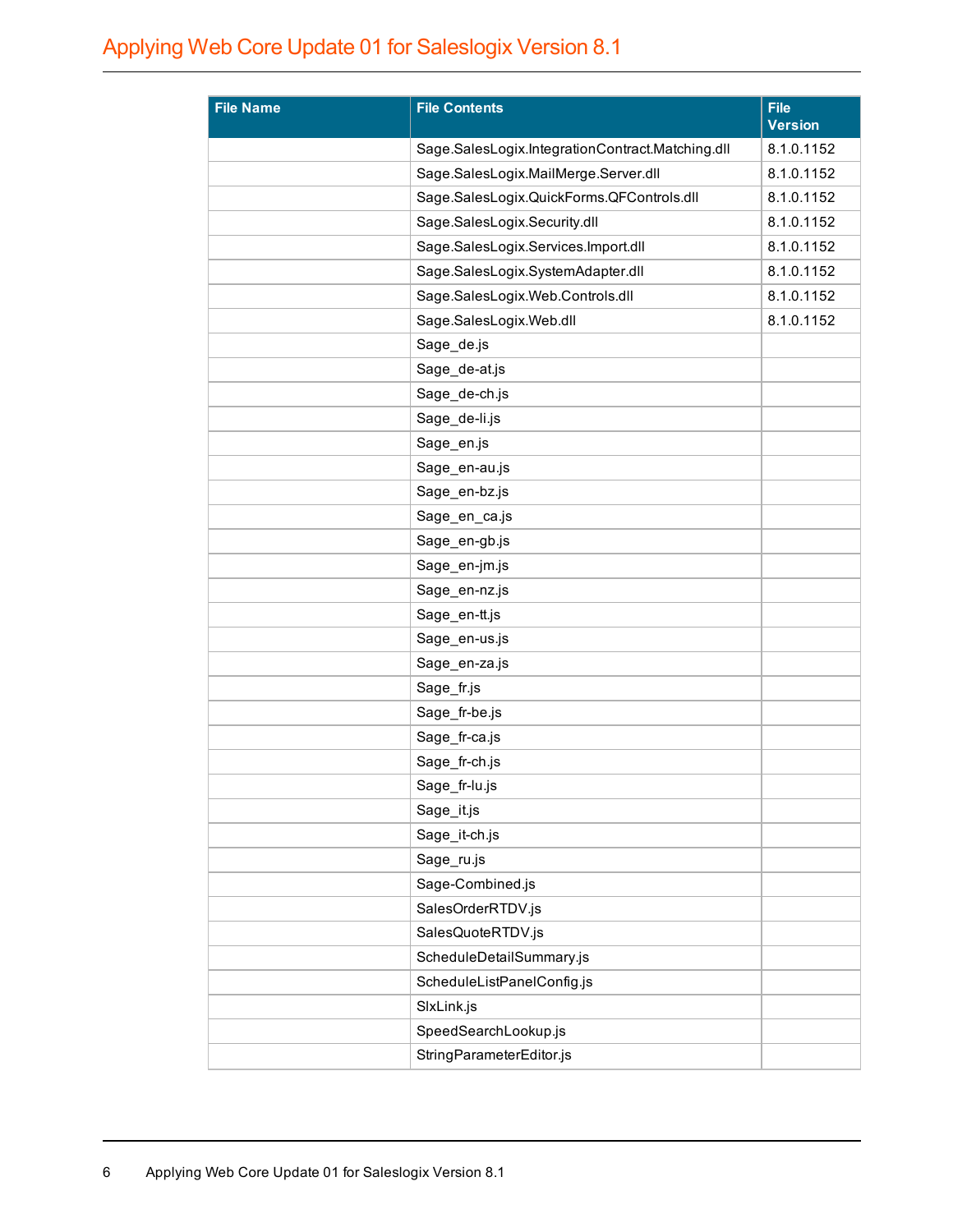| File Name | File Contents | File Version |
|---|---|---|
| | Sage.SalesLogix.IntegrationContract.Matching.dll | 8.1.0.1152 |
| | Sage.SalesLogix.MailMerge.Server.dll | 8.1.0.1152 |
| | Sage.SalesLogix.QuickForms.QFControls.dll | 8.1.0.1152 |
| | Sage.SalesLogix.Security.dll | 8.1.0.1152 |
| | Sage.SalesLogix.Services.Import.dll | 8.1.0.1152 |
| | Sage.SalesLogix.SystemAdapter.dll | 8.1.0.1152 |
| | Sage.SalesLogix.Web.Controls.dll | 8.1.0.1152 |
| | Sage.SalesLogix.Web.dll | 8.1.0.1152 |
| | Sage_de.js | |
| | Sage_de-at.js | |
| | Sage_de-ch.js | |
| | Sage_de-li.js | |
| | Sage_en.js | |
| | Sage_en-au.js | |
| | Sage_en-bz.js | |
| | Sage_en_ca.js | |
| | Sage_en-gb.js | |
| | Sage_en-jm.js | |
| | Sage_en-nz.js | |
| | Sage_en-tt.js | |
| | Sage_en-us.js | |
| | Sage_en-za.js | |
| | Sage_fr.js | |
| | Sage_fr-be.js | |
| | Sage_fr-ca.js | |
| | Sage_fr-ch.js | |
| | Sage_fr-lu.js | |
| | Sage_it.js | |
| | Sage_it-ch.js | |
| | Sage_ru.js | |
| | Sage-Combined.js | |
| | SalesOrderRTDV.js | |
| | SalesQuoteRTDV.js | |
| | ScheduleDetailSummary.js | |
| | ScheduleListPanelConfig.js | |
| | SlxLink.js | |
| | SpeedSearchLookup.js | |
| | StringParameterEditor.js | |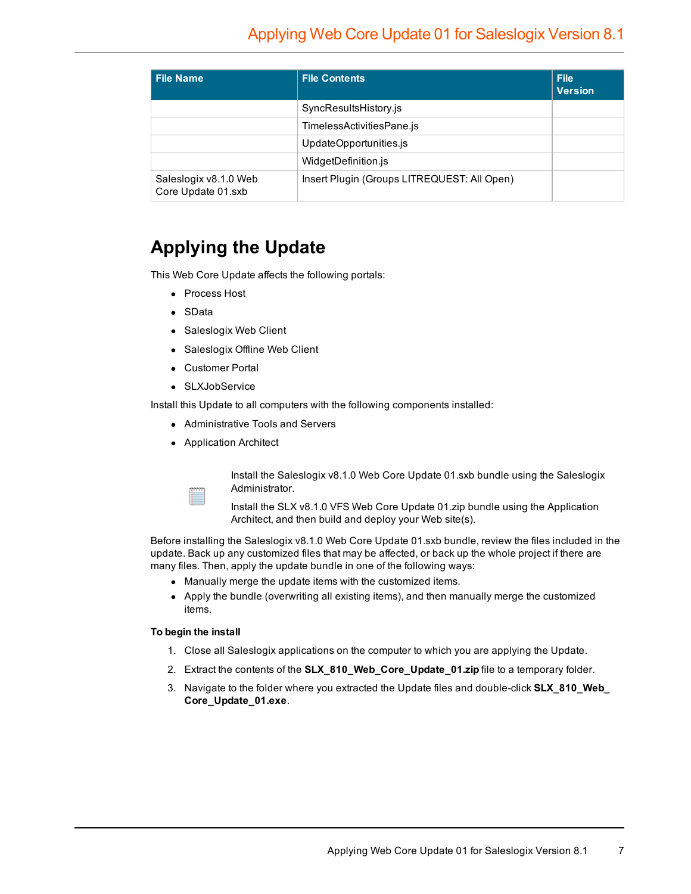| File Name | File Contents | File Version |
| --- | --- | --- |
| | SyncResultsHistory.js | |
| | TimelessActivitiesPane.js | |
| | UpdateOpportunities.js | |
| | WidgetDefinition.js | |
| Saleslogix v8.1.0 Web Core Update 01.sxb | Insert Plugin (Groups LITREQUEST: All Open) | |

## Applying the Update

This Web Core Update affects the following portals:

- Process Host
- SData
- Saleslogix Web Client
- Saleslogix Offline Web Client
- Customer Portal
- SLXJobService

Install this Update to all computers with the following components installed:

- Administrative Tools and Servers
- Application Architect

Install the Saleslogix v8.1.0 Web Core Update 01.sxb bundle using the Saleslogix Administrator.

Install the SLX v8.1.0 VFS Web Core Update 01.zip bundle using the Application Architect, and then build and deploy your Web site(s).

Before installing the Saleslogix v8.1.0 Web Core Update 01.sxb bundle, review the files included in the update. Back up any customized files that may be affected, or back up the whole project if there are many files. Then, apply the update bundle in one of the following ways:

- Manually merge the update items with the customized items.
- Apply the bundle (overwriting all existing items), and then manually merge the customized items.

**To begin the install**

1. Close all Saleslogix applications on the computer to which you are applying the Update.
2. Extract the contents of the **SLX_810_Web_Core_Update_01.zip** file to a temporary folder.
3. Navigate to the folder where you extracted the Update files and double-click **SLX_810_Web_Core_Update_01.exe**.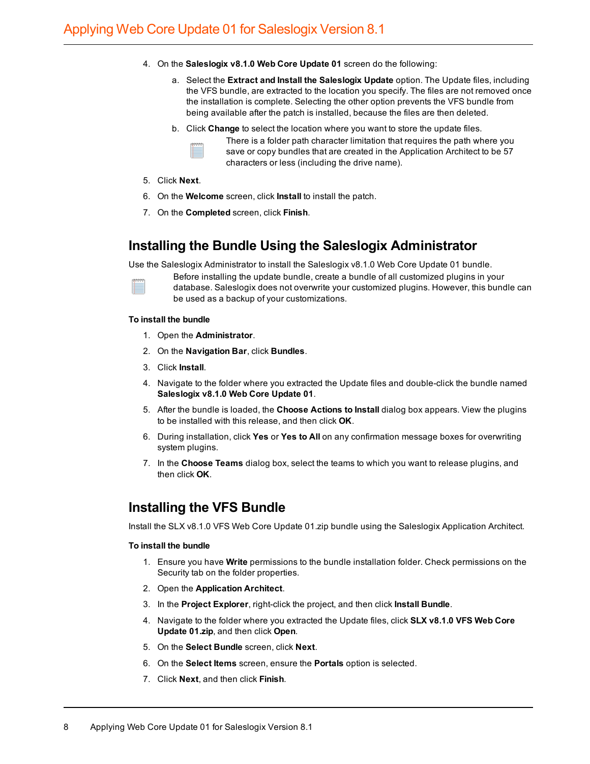4. On the **Saleslogix v8.1.0 Web Core Update 01** screen do the following:

   a. Select the **Extract and Install the Saleslogix Update** option. The Update files, including the VFS bundle, are extracted to the location you specify. The files are not removed once the installation is complete. Selecting the other option prevents the VFS bundle from being available after the patch is installed, because the files are then deleted.

   b. Click **Change** to select the location where you want to store the update files.

      There is a folder path character limitation that requires the path where you save or copy bundles that are created in the Application Architect to be 57 characters or less (including the drive name).

5. Click **Next**.
6. On the **Welcome** screen, click **Install** to install the patch.
7. On the **Completed** screen, click **Finish**.

## Installing the Bundle Using the Saleslogix Administrator

Use the Saleslogix Administrator to install the Saleslogix v8.1.0 Web Core Update 01 bundle.

Before installing the update bundle, create a bundle of all customized plugins in your database. Saleslogix does not overwrite your customized plugins. However, this bundle can be used as a backup of your customizations.

**To install the bundle**

1. Open the **Administrator**.
2. On the **Navigation Bar**, click **Bundles**.
3. Click **Install**.
4. Navigate to the folder where you extracted the Update files and double-click the bundle named **Saleslogix v8.1.0 Web Core Update 01**.
5. After the bundle is loaded, the **Choose Actions to Install** dialog box appears. View the plugins to be installed with this release, and then click **OK**.
6. During installation, click **Yes** or **Yes to All** on any confirmation message boxes for overwriting system plugins.
7. In the **Choose Teams** dialog box, select the teams to which you want to release plugins, and then click **OK**.

## Installing the VFS Bundle

Install the SLX v8.1.0 VFS Web Core Update 01.zip bundle using the Saleslogix Application Architect.

**To install the bundle**

1. Ensure you have **Write** permissions to the bundle installation folder. Check permissions on the Security tab on the folder properties.
2. Open the **Application Architect**.
3. In the **Project Explorer**, right-click the project, and then click **Install Bundle**.
4. Navigate to the folder where you extracted the Update files, click **SLX v8.1.0 VFS Web Core Update 01.zip**, and then click **Open**.
5. On the **Select Bundle** screen, click **Next**.
6. On the **Select Items** screen, ensure the **Portals** option is selected.
7. Click **Next**, and then click **Finish**.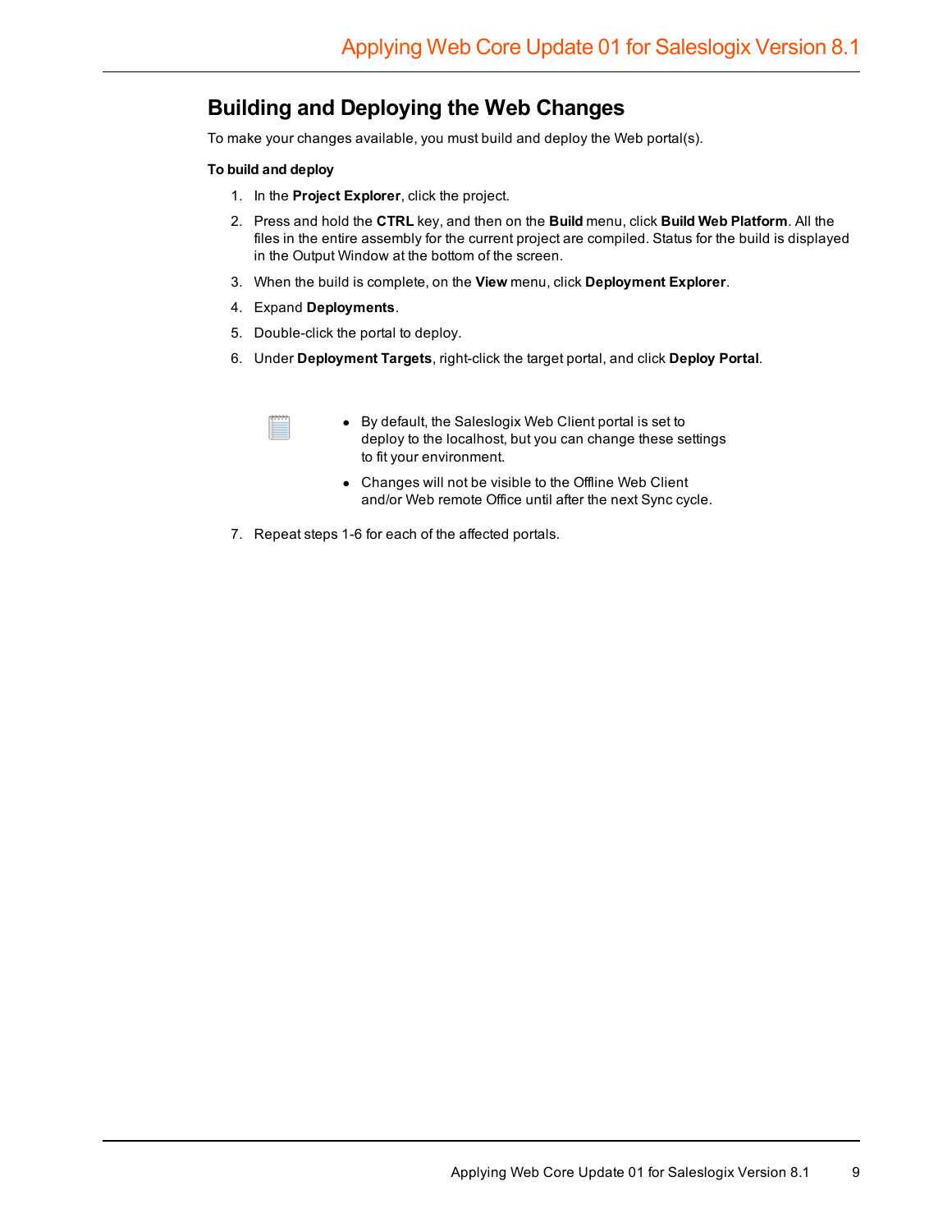## Building and Deploying the Web Changes

To make your changes available, you must build and deploy the Web portal(s).

**To build and deploy**

1. In the **Project Explorer**, click the project.
2. Press and hold the **CTRL** key, and then on the **Build** menu, click **Build Web Platform**. All the files in the entire assembly for the current project are compiled. Status for the build is displayed in the Output Window at the bottom of the screen.
3. When the build is complete, on the **View** menu, click **Deployment Explorer**.
4. Expand **Deployments**.
5. Double-click the portal to deploy.
6. Under **Deployment Targets**, right-click the target portal, and click **Deploy Portal**.

   - By default, the Saleslogix Web Client portal is set to deploy to the localhost, but you can change these settings to fit your environment.
   - Changes will not be visible to the Offline Web Client and/or Web remote Office until after the next Sync cycle.

7. Repeat steps 1-6 for each of the affected portals.